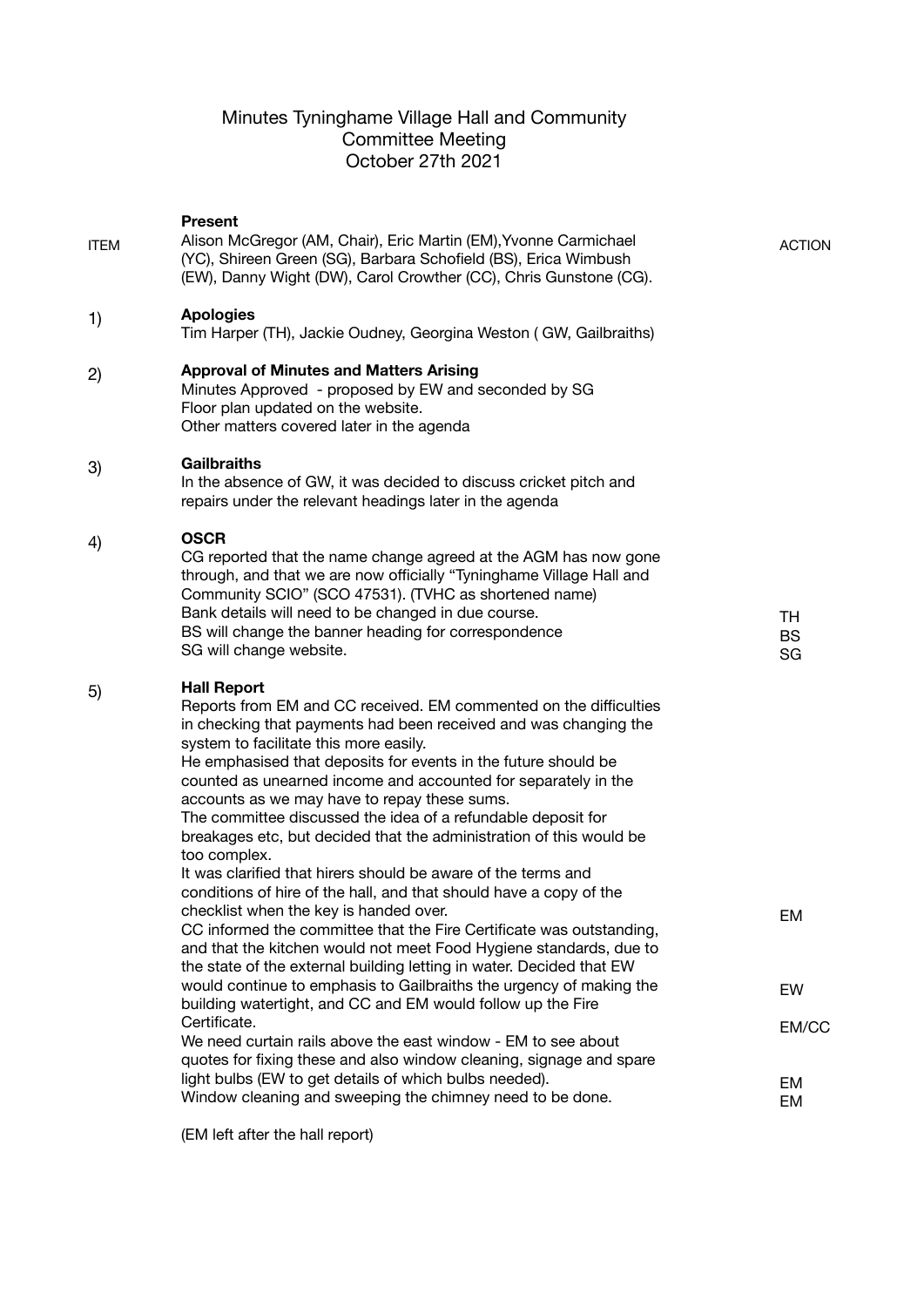# Minutes Tyninghame Village Hall and Community Committee Meeting October 27th 2021

| ITEM | | ACTION |
|---|---|---|
| | **Present**<br>Alison McGregor (AM, Chair), Eric Martin (EM),Yvonne Carmichael (YC), Shireen Green (SG), Barbara Schofield (BS), Erica Wimbush (EW), Danny Wight (DW), Carol Crowther (CC), Chris Gunstone (CG). | |
| 1) | **Apologies**<br>Tim Harper (TH), Jackie Oudney, Georgina Weston ( GW, Gailbraiths) | |
| 2) | **Approval of Minutes and Matters Arising**<br>Minutes Approved - proposed by EW and seconded by SG<br>Floor plan updated on the website.<br>Other matters covered later in the agenda | |
| 3) | **Gailbraiths**<br>In the absence of GW, it was decided to discuss cricket pitch and repairs under the relevant headings later in the agenda | |
| 4) | **OSCR**<br>CG reported that the name change agreed at the AGM has now gone through, and that we are now officially "Tyninghame Village Hall and Community SCIO" (SCO 47531). (TVHC as shortened name)<br>Bank details will need to be changed in due course.<br>BS will change the banner heading for correspondence<br>SG will change website. | <br><br><br><br>TH<br>BS<br>SG |
| 5) | **Hall Report**<br>Reports from EM and CC received. EM commented on the difficulties in checking that payments had been received and was changing the system to facilitate this more easily.<br>He emphasised that deposits for events in the future should be counted as unearned income and accounted for separately in the accounts as we may have to repay these sums.<br>The committee discussed the idea of a refundable deposit for breakages etc, but decided that the administration of this would be too complex.<br>It was clarified that hirers should be aware of the terms and conditions of hire of the hall, and that should have a copy of the checklist when the key is handed over.<br>CC informed the committee that the Fire Certificate was outstanding, and that the kitchen would not meet Food Hygiene standards, due to the state of the external building letting in water. Decided that EW would continue to emphasis to Gailbraiths the urgency of making the building watertight, and CC and EM would follow up the Fire Certificate.<br>We need curtain rails above the east window - EM to see about quotes for fixing these and also window cleaning, signage and spare light bulbs (EW to get details of which bulbs needed).<br>Window cleaning and sweeping the chimney need to be done.<br><br>(EM left after the hall report) | EM<br><br>EW<br><br>EM/CC<br><br>EM<br>EM |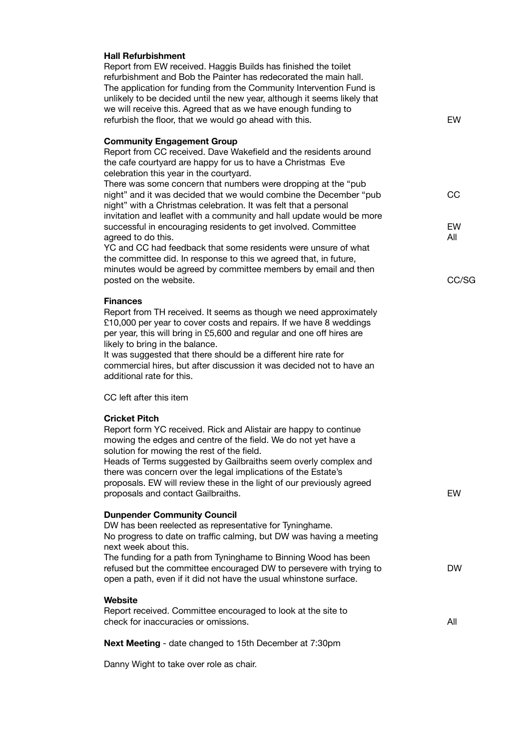**Hall Refurbishment**

Report from EW received. Haggis Builds has finished the toilet refurbishment and Bob the Painter has redecorated the main hall. The application for funding from the Community Intervention Fund is unlikely to be decided until the new year, although it seems likely that we will receive this. Agreed that as we have enough funding to refurbish the floor, that we would go ahead with this. EW

**Community Engagement Group**

Report from CC received. Dave Wakefield and the residents around the cafe courtyard are happy for us to have a Christmas Eve celebration this year in the courtyard.

There was some concern that numbers were dropping at the "pub night" and it was decided that we would combine the December "pub night" with a Christmas celebration. It was felt that a personal invitation and leaflet with a community and hall update would be more successful in encouraging residents to get involved. Committee agreed to do this. CC EW All

YC and CC had feedback that some residents were unsure of what the committee did. In response to this we agreed that, in future, minutes would be agreed by committee members by email and then posted on the website. CC/SG

**Finances**

Report from TH received. It seems as though we need approximately £10,000 per year to cover costs and repairs. If we have 8 weddings per year, this will bring in £5,600 and regular and one off hires are likely to bring in the balance.

It was suggested that there should be a different hire rate for commercial hires, but after discussion it was decided not to have an additional rate for this.

CC left after this item

**Cricket Pitch**

Report form YC received. Rick and Alistair are happy to continue mowing the edges and centre of the field. We do not yet have a solution for mowing the rest of the field.

Heads of Terms suggested by Gailbraiths seem overly complex and there was concern over the legal implications of the Estate's proposals. EW will review these in the light of our previously agreed proposals and contact Gailbraiths. EW

**Dunpender Community Council**

DW has been reelected as representative for Tyninghame.

No progress to date on traffic calming, but DW was having a meeting next week about this.

The funding for a path from Tyninghame to Binning Wood has been refused but the committee encouraged DW to persevere with trying to open a path, even if it did not have the usual whinstone surface. DW

**Website**

Report received. Committee encouraged to look at the site to check for inaccuracies or omissions. All

**Next Meeting** - date changed to 15th December at 7:30pm

Danny Wight to take over role as chair.